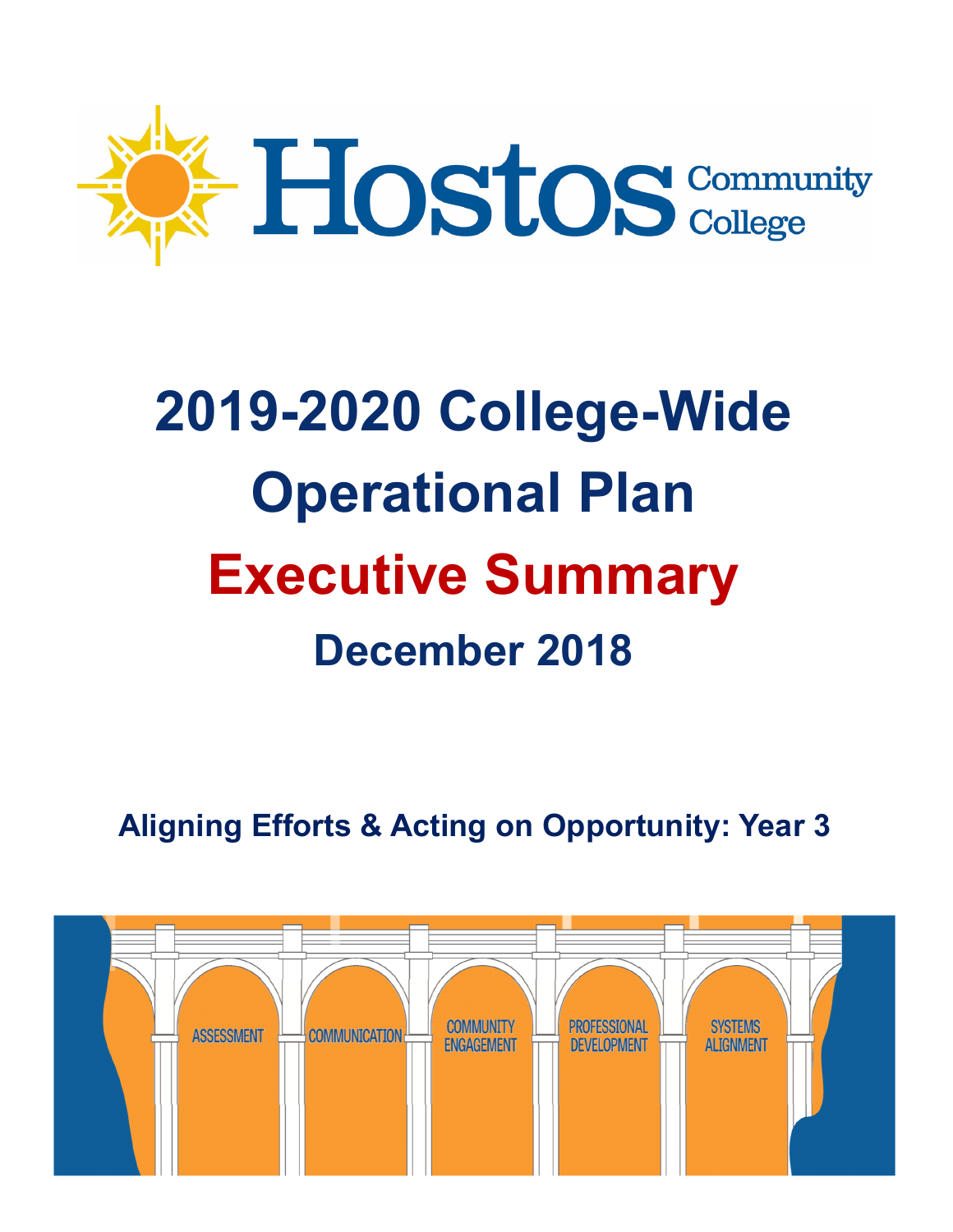Hostos Community College

# 2019-2020 College-Wide Operational Plan

# Executive Summary

## December 2018

### Aligning Efforts & Acting on Opportunity: Year 3

ASSESSMENT | COMMUNICATION | COMMUNITY ENGAGEMENT | PROFESSIONAL DEVELOPMENT | SYSTEMS ALIGNMENT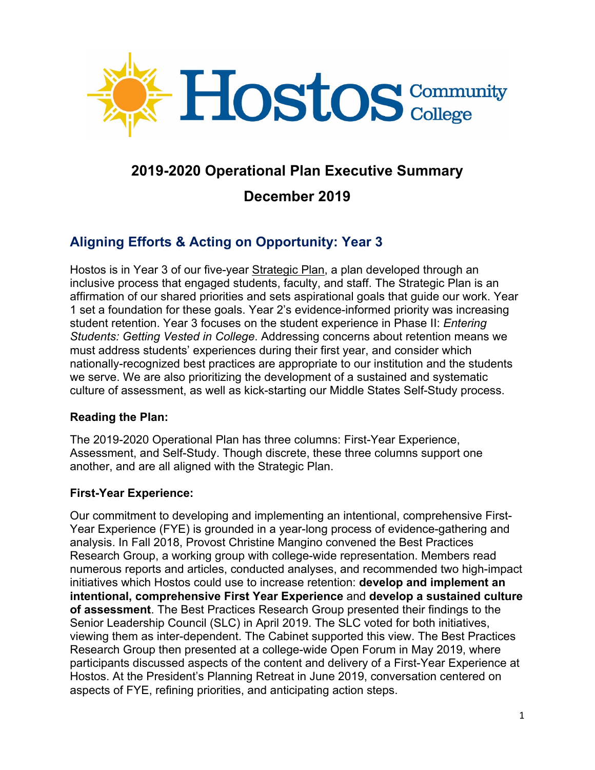# Hostos Community College

## 2019-2020 Operational Plan Executive Summary

## December 2019

### Aligning Efforts & Acting on Opportunity: Year 3

Hostos is in Year 3 of our five-year Strategic Plan, a plan developed through an inclusive process that engaged students, faculty, and staff. The Strategic Plan is an affirmation of our shared priorities and sets aspirational goals that guide our work. Year 1 set a foundation for these goals. Year 2's evidence-informed priority was increasing student retention. Year 3 focuses on the student experience in Phase II: *Entering Students: Getting Vested in College*. Addressing concerns about retention means we must address students' experiences during their first year, and consider which nationally-recognized best practices are appropriate to our institution and the students we serve. We are also prioritizing the development of a sustained and systematic culture of assessment, as well as kick-starting our Middle States Self-Study process.

**Reading the Plan:**

The 2019-2020 Operational Plan has three columns: First-Year Experience, Assessment, and Self-Study. Though discrete, these three columns support one another, and are all aligned with the Strategic Plan.

**First-Year Experience:**

Our commitment to developing and implementing an intentional, comprehensive First-Year Experience (FYE) is grounded in a year-long process of evidence-gathering and analysis. In Fall 2018, Provost Christine Mangino convened the Best Practices Research Group, a working group with college-wide representation. Members read numerous reports and articles, conducted analyses, and recommended two high-impact initiatives which Hostos could use to increase retention: **develop and implement an intentional, comprehensive First Year Experience** and **develop a sustained culture of assessment**. The Best Practices Research Group presented their findings to the Senior Leadership Council (SLC) in April 2019. The SLC voted for both initiatives, viewing them as inter-dependent. The Cabinet supported this view. The Best Practices Research Group then presented at a college-wide Open Forum in May 2019, where participants discussed aspects of the content and delivery of a First-Year Experience at Hostos. At the President's Planning Retreat in June 2019, conversation centered on aspects of FYE, refining priorities, and anticipating action steps.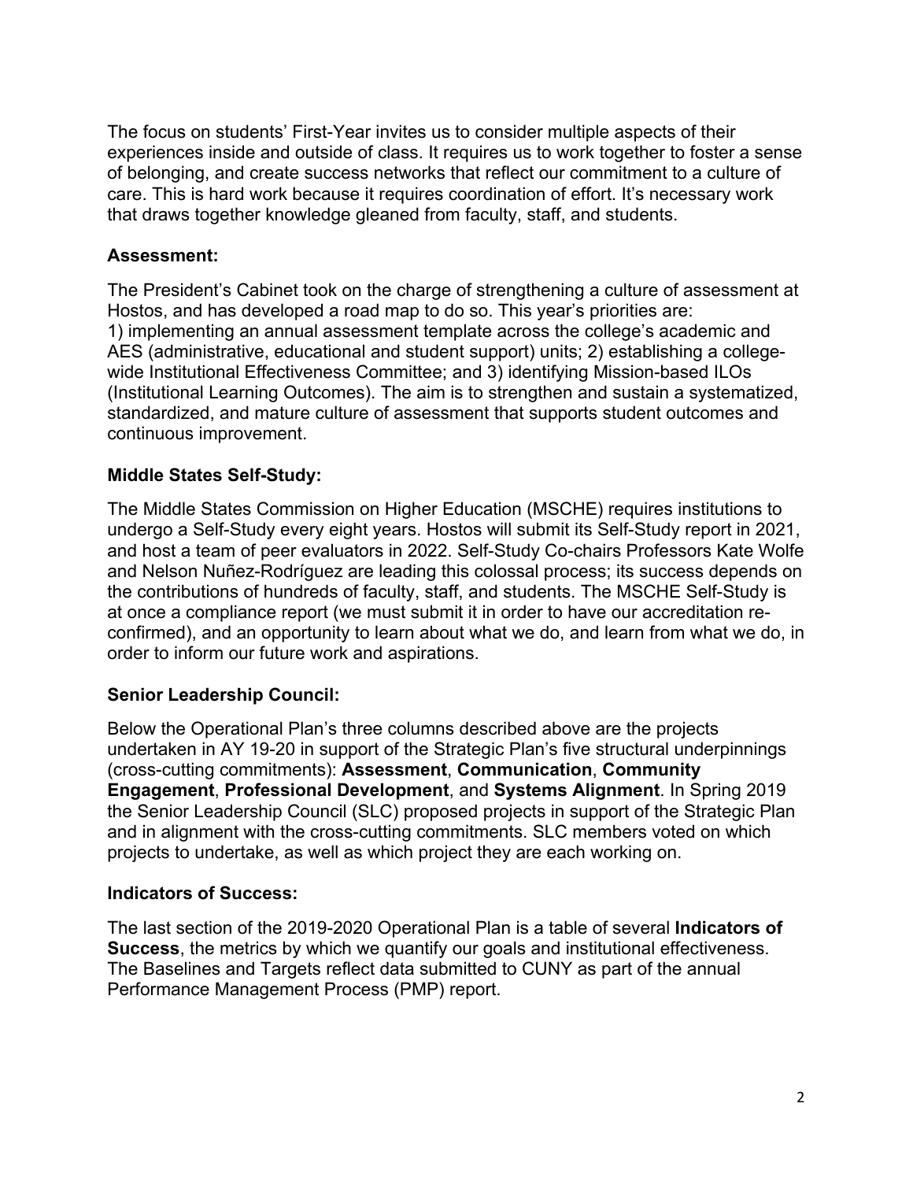The focus on students' First-Year invites us to consider multiple aspects of their experiences inside and outside of class. It requires us to work together to foster a sense of belonging, and create success networks that reflect our commitment to a culture of care. This is hard work because it requires coordination of effort. It's necessary work that draws together knowledge gleaned from faculty, staff, and students.

**Assessment:**

The President's Cabinet took on the charge of strengthening a culture of assessment at Hostos, and has developed a road map to do so. This year's priorities are: 1) implementing an annual assessment template across the college's academic and AES (administrative, educational and student support) units; 2) establishing a college-wide Institutional Effectiveness Committee; and 3) identifying Mission-based ILOs (Institutional Learning Outcomes). The aim is to strengthen and sustain a systematized, standardized, and mature culture of assessment that supports student outcomes and continuous improvement.

**Middle States Self-Study:**

The Middle States Commission on Higher Education (MSCHE) requires institutions to undergo a Self-Study every eight years. Hostos will submit its Self-Study report in 2021, and host a team of peer evaluators in 2022. Self-Study Co-chairs Professors Kate Wolfe and Nelson Nuñez-Rodríguez are leading this colossal process; its success depends on the contributions of hundreds of faculty, staff, and students. The MSCHE Self-Study is at once a compliance report (we must submit it in order to have our accreditation re-confirmed), and an opportunity to learn about what we do, and learn from what we do, in order to inform our future work and aspirations.

**Senior Leadership Council:**

Below the Operational Plan's three columns described above are the projects undertaken in AY 19-20 in support of the Strategic Plan's five structural underpinnings (cross-cutting commitments): **Assessment**, **Communication**, **Community Engagement**, **Professional Development**, and **Systems Alignment**. In Spring 2019 the Senior Leadership Council (SLC) proposed projects in support of the Strategic Plan and in alignment with the cross-cutting commitments. SLC members voted on which projects to undertake, as well as which project they are each working on.

**Indicators of Success:**

The last section of the 2019-2020 Operational Plan is a table of several **Indicators of Success**, the metrics by which we quantify our goals and institutional effectiveness. The Baselines and Targets reflect data submitted to CUNY as part of the annual Performance Management Process (PMP) report.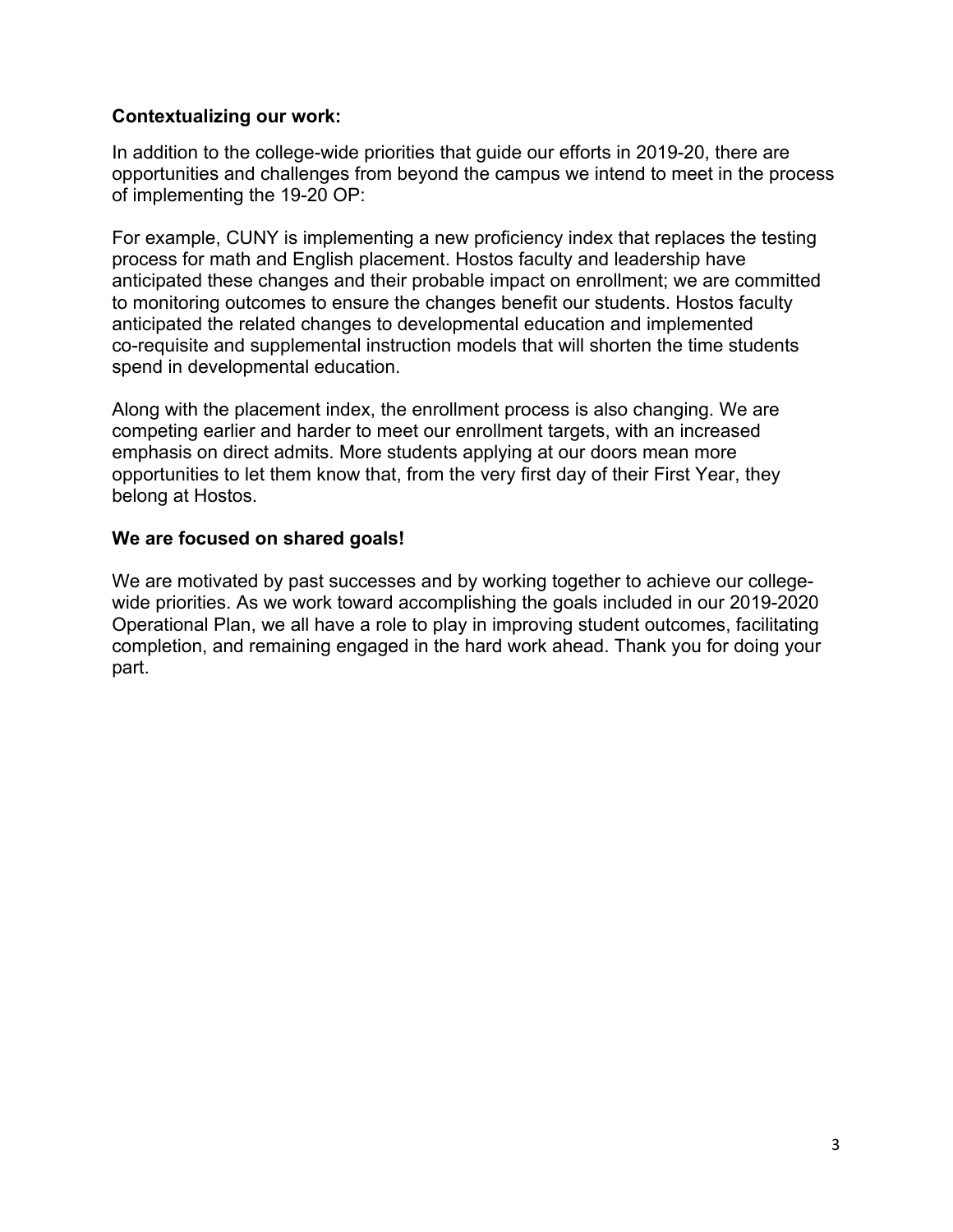**Contextualizing our work:**

In addition to the college-wide priorities that guide our efforts in 2019-20, there are opportunities and challenges from beyond the campus we intend to meet in the process of implementing the 19-20 OP:

For example, CUNY is implementing a new proficiency index that replaces the testing process for math and English placement. Hostos faculty and leadership have anticipated these changes and their probable impact on enrollment; we are committed to monitoring outcomes to ensure the changes benefit our students. Hostos faculty anticipated the related changes to developmental education and implemented co-requisite and supplemental instruction models that will shorten the time students spend in developmental education.

Along with the placement index, the enrollment process is also changing. We are competing earlier and harder to meet our enrollment targets, with an increased emphasis on direct admits. More students applying at our doors mean more opportunities to let them know that, from the very first day of their First Year, they belong at Hostos.

**We are focused on shared goals!**

We are motivated by past successes and by working together to achieve our college-wide priorities. As we work toward accomplishing the goals included in our 2019-2020 Operational Plan, we all have a role to play in improving student outcomes, facilitating completion, and remaining engaged in the hard work ahead. Thank you for doing your part.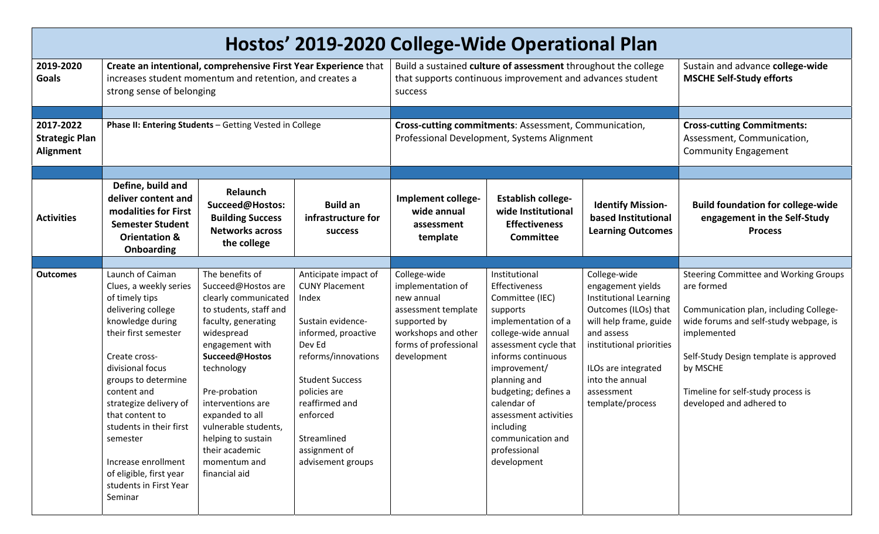# Hostos' 2019-2020 College-Wide Operational Plan

| | | | | | | | |
|---|---|---|---|---|---|---|---|
| **2019-2020 Goals** | **Create an intentional, comprehensive First Year Experience** that increases student momentum and retention, and creates a strong sense of belonging | | | Build a sustained **culture of assessment** throughout the college that supports continuous improvement and advances student success | | | Sustain and advance **college-wide MSCHE Self-Study efforts** |
| **2017-2022 Strategic Plan Alignment** | **Phase II: Entering Students** – Getting Vested in College | | | **Cross-cutting commitments**: Assessment, Communication, Professional Development, Systems Alignment | | | **Cross-cutting Commitments:** Assessment, Communication, Community Engagement |
| **Activities** | **Define, build and deliver content and modalities for First Semester Student Orientation & Onboarding** | **Relaunch Succeed@Hostos: Building Success Networks across the college** | **Build an infrastructure for success** | **Implement college-wide annual assessment template** | **Establish college-wide Institutional Effectiveness Committee** | **Identify Mission-based Institutional Learning Outcomes** | **Build foundation for college-wide engagement in the Self-Study Process** |
| **Outcomes** | Launch of Caiman Clues, a weekly series of timely tips delivering college knowledge during their first semester<br><br>Create cross-divisional focus groups to determine content and strategize delivery of that content to students in their first semester<br><br>Increase enrollment of eligible, first year students in First Year Seminar | The benefits of Succeed@Hostos are clearly communicated to students, staff and faculty, generating widespread engagement with **Succeed@Hostos** technology<br><br>Pre-probation interventions are expanded to all vulnerable students, helping to sustain their academic momentum and financial aid | Anticipate impact of CUNY Placement Index<br><br>Sustain evidence-informed, proactive Dev Ed reforms/innovations<br><br>Student Success policies are reaffirmed and enforced<br><br>Streamlined assignment of advisement groups | College-wide implementation of new annual assessment template supported by workshops and other forms of professional development | Institutional Effectiveness Committee (IEC) supports implementation of a college-wide annual assessment cycle that informs continuous improvement/ planning and budgeting; defines a calendar of assessment activities including communication and professional development | College-wide engagement yields Institutional Learning Outcomes (ILOs) that will help frame, guide and assess institutional priorities<br><br>ILOs are integrated into the annual assessment template/process | Steering Committee and Working Groups are formed<br><br>Communication plan, including College-wide forums and self-study webpage, is implemented<br><br>Self-Study Design template is approved by MSCHE<br><br>Timeline for self-study process is developed and adhered to |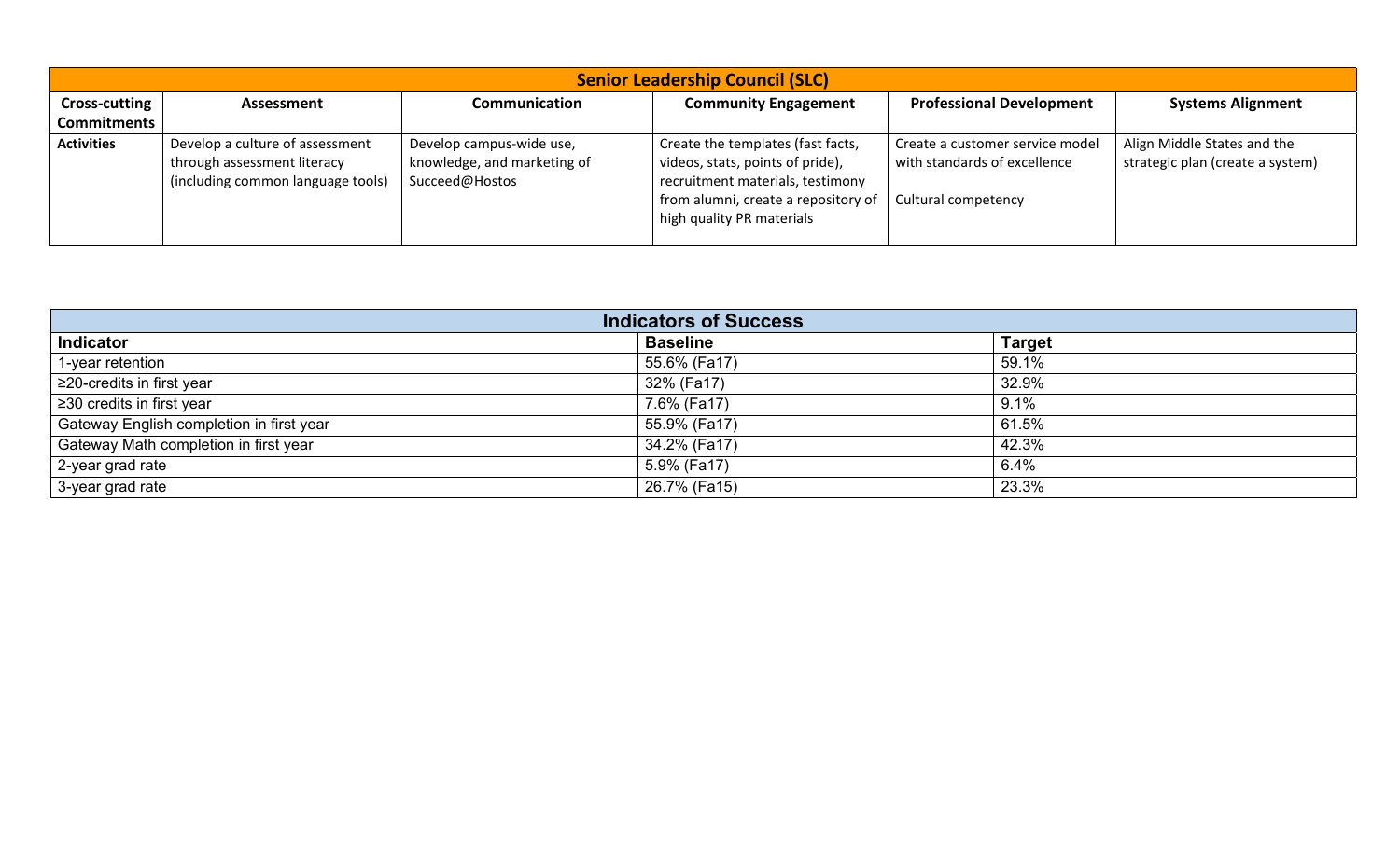| Senior Leadership Council (SLC) | | | | | |
|---|---|---|---|---|---|
| **Cross-cutting Commitments** | **Assessment** | **Communication** | **Community Engagement** | **Professional Development** | **Systems Alignment** |
| **Activities** | Develop a culture of assessment through assessment literacy (including common language tools) | Develop campus-wide use, knowledge, and marketing of Succeed@Hostos | Create the templates (fast facts, videos, stats, points of pride), recruitment materials, testimony from alumni, create a repository of high quality PR materials | Create a customer service model with standards of excellence<br><br>Cultural competency | Align Middle States and the strategic plan (create a system) |

| Indicators of Success | | |
|---|---|---|
| **Indicator** | **Baseline** | **Target** |
| 1-year retention | 55.6% (Fa17) | 59.1% |
| ≥20-credits in first year | 32% (Fa17) | 32.9% |
| ≥30 credits in first year | 7.6% (Fa17) | 9.1% |
| Gateway English completion in first year | 55.9% (Fa17) | 61.5% |
| Gateway Math completion in first year | 34.2% (Fa17) | 42.3% |
| 2-year grad rate | 5.9% (Fa17) | 6.4% |
| 3-year grad rate | 26.7% (Fa15) | 23.3% |